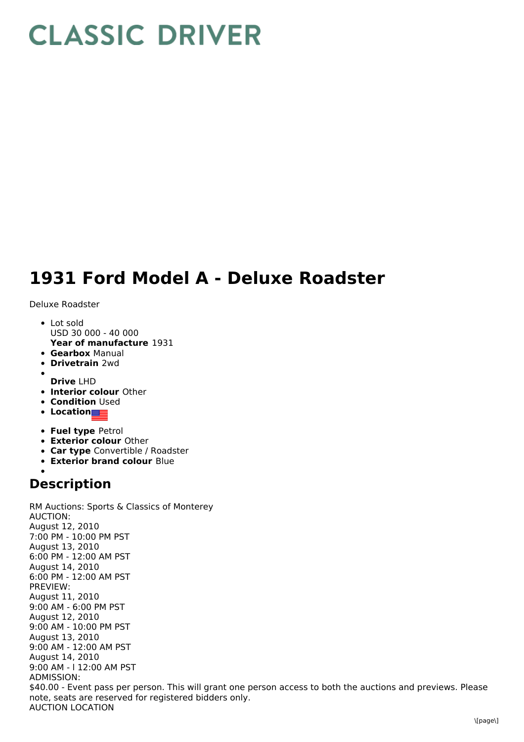# CLASSIC DRIVER

# 1931 Ford Model A - Deluxe Roadster

Deluxe Roadster

- Lot sold
  USD 30 000 - 40 000
  **Year of manufacture** 1931
- **Gearbox** Manual
- **Drivetrain** 2wd
- **Drive** LHD
- **Interior colour** Other
- **Condition** Used
- **Location**
- **Fuel type** Petrol
- **Exterior colour** Other
- **Car type** Convertible / Roadster
- **Exterior brand colour** Blue

## Description

RM Auctions: Sports & Classics of Monterey
AUCTION:
August 12, 2010
7:00 PM - 10:00 PM PST
August 13, 2010
6:00 PM - 12:00 AM PST
August 14, 2010
6:00 PM - 12:00 AM PST
PREVIEW:
August 11, 2010
9:00 AM - 6:00 PM PST
August 12, 2010
9:00 AM - 10:00 PM PST
August 13, 2010
9:00 AM - 12:00 AM PST
August 14, 2010
9:00 AM - l 12:00 AM PST
ADMISSION:
$40.00 - Event pass per person. This will grant one person access to both the auctions and previews. Please note, seats are reserved for registered bidders only.
AUCTION LOCATION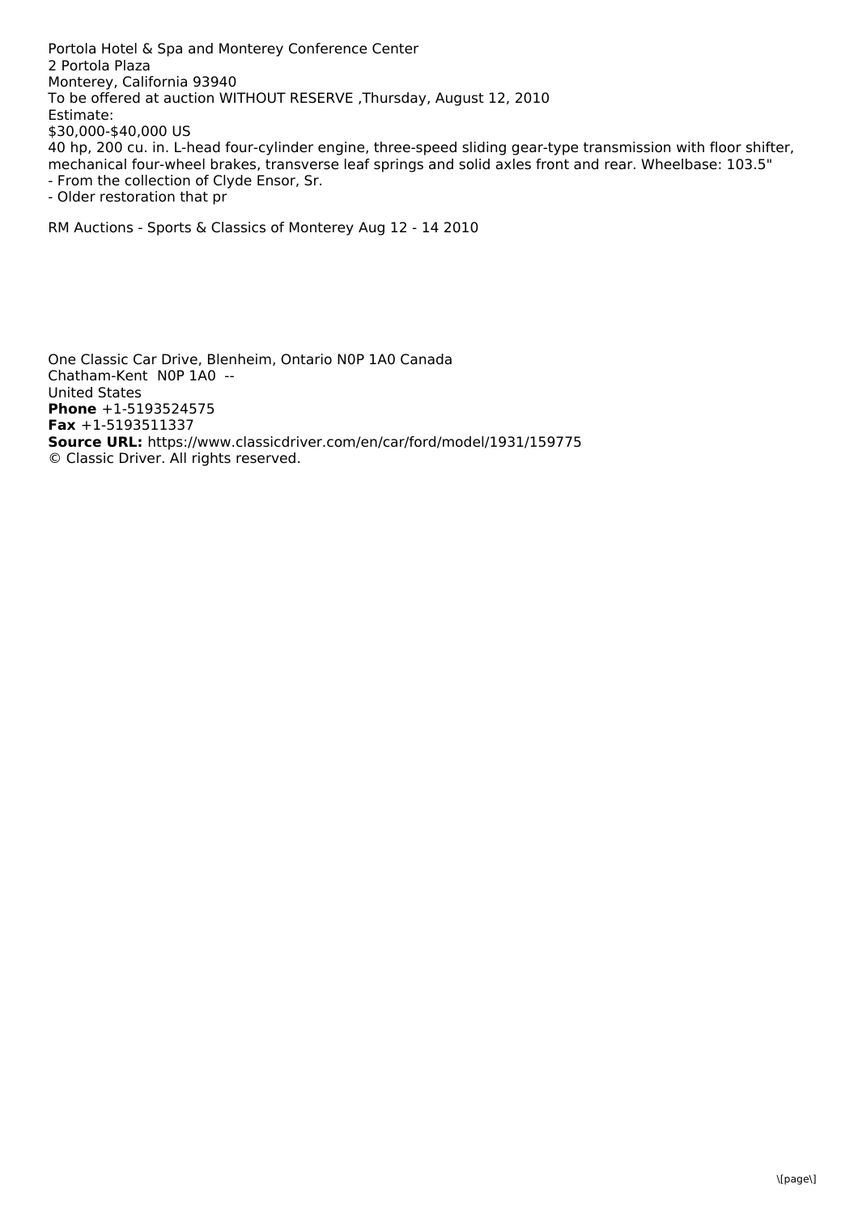Portola Hotel & Spa and Monterey Conference Center
2 Portola Plaza
Monterey, California 93940
To be offered at auction WITHOUT RESERVE ,Thursday, August 12, 2010
Estimate:
$30,000-$40,000 US
40 hp, 200 cu. in. L-head four-cylinder engine, three-speed sliding gear-type transmission with floor shifter, mechanical four-wheel brakes, transverse leaf springs and solid axles front and rear. Wheelbase: 103.5"
- From the collection of Clyde Ensor, Sr.
- Older restoration that pr

RM Auctions - Sports & Classics of Monterey Aug 12 - 14 2010

One Classic Car Drive, Blenheim, Ontario N0P 1A0 Canada
Chatham-Kent N0P 1A0 --
United States
**Phone** +1-5193524575
**Fax** +1-5193511337
**Source URL:** https://www.classicdriver.com/en/car/ford/model/1931/159775
© Classic Driver. All rights reserved.